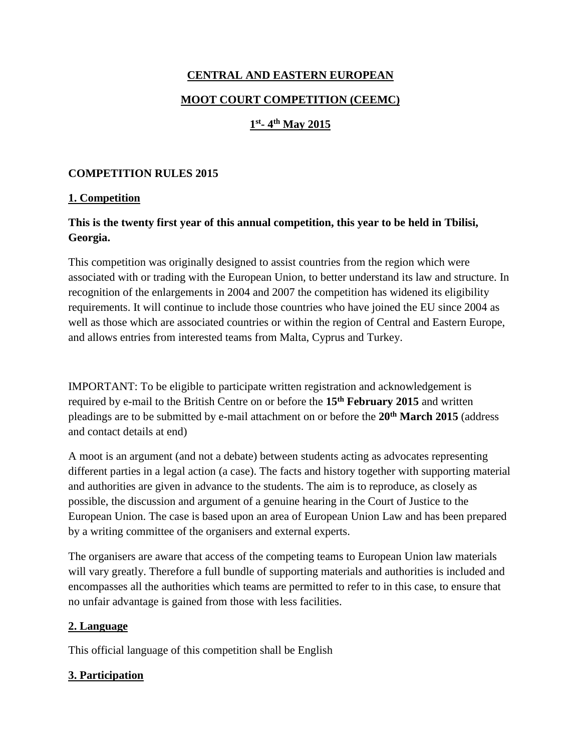# CENTRAL AND EASTERN EUROPEAN

# MOOT COURT COMPETITION (CEEMC)

# 1st- 4th May 2015

## COMPETITION RULES 2015

### 1. Competition

**This is the twenty first year of this annual competition, this year to be held in Tbilisi, Georgia.**

This competition was originally designed to assist countries from the region which were associated with or trading with the European Union, to better understand its law and structure. In recognition of the enlargements in 2004 and 2007 the competition has widened its eligibility requirements. It will continue to include those countries who have joined the EU since 2004 as well as those which are associated countries or within the region of Central and Eastern Europe, and allows entries from interested teams from Malta, Cyprus and Turkey.

IMPORTANT: To be eligible to participate written registration and acknowledgement is required by e-mail to the British Centre on or before the **15th February 2015** and written pleadings are to be submitted by e-mail attachment on or before the **20th March 2015** (address and contact details at end)

A moot is an argument (and not a debate) between students acting as advocates representing different parties in a legal action (a case). The facts and history together with supporting material and authorities are given in advance to the students. The aim is to reproduce, as closely as possible, the discussion and argument of a genuine hearing in the Court of Justice to the European Union. The case is based upon an area of European Union Law and has been prepared by a writing committee of the organisers and external experts.

The organisers are aware that access of the competing teams to European Union law materials will vary greatly. Therefore a full bundle of supporting materials and authorities is included and encompasses all the authorities which teams are permitted to refer to in this case, to ensure that no unfair advantage is gained from those with less facilities.

### 2. Language

This official language of this competition shall be English

### 3. Participation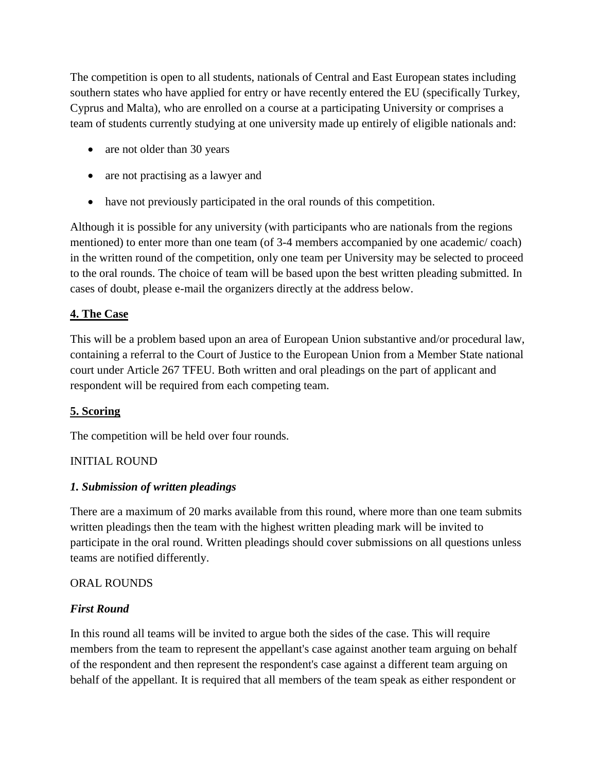The competition is open to all students, nationals of Central and East European states including southern states who have applied for entry or have recently entered the EU (specifically Turkey, Cyprus and Malta), who are enrolled on a course at a participating University or comprises a team of students currently studying at one university made up entirely of eligible nationals and:

- are not older than 30 years
- are not practising as a lawyer and
- have not previously participated in the oral rounds of this competition.

Although it is possible for any university (with participants who are nationals from the regions mentioned) to enter more than one team (of 3-4 members accompanied by one academic/ coach) in the written round of the competition, only one team per University may be selected to proceed to the oral rounds. The choice of team will be based upon the best written pleading submitted. In cases of doubt, please e-mail the organizers directly at the address below.

## 4. The Case

This will be a problem based upon an area of European Union substantive and/or procedural law, containing a referral to the Court of Justice to the European Union from a Member State national court under Article 267 TFEU. Both written and oral pleadings on the part of applicant and respondent will be required from each competing team.

## 5. Scoring

The competition will be held over four rounds.

INITIAL ROUND

***1. Submission of written pleadings***

There are a maximum of 20 marks available from this round, where more than one team submits written pleadings then the team with the highest written pleading mark will be invited to participate in the oral round. Written pleadings should cover submissions on all questions unless teams are notified differently.

ORAL ROUNDS

***First Round***

In this round all teams will be invited to argue both the sides of the case. This will require members from the team to represent the appellant's case against another team arguing on behalf of the respondent and then represent the respondent's case against a different team arguing on behalf of the appellant. It is required that all members of the team speak as either respondent or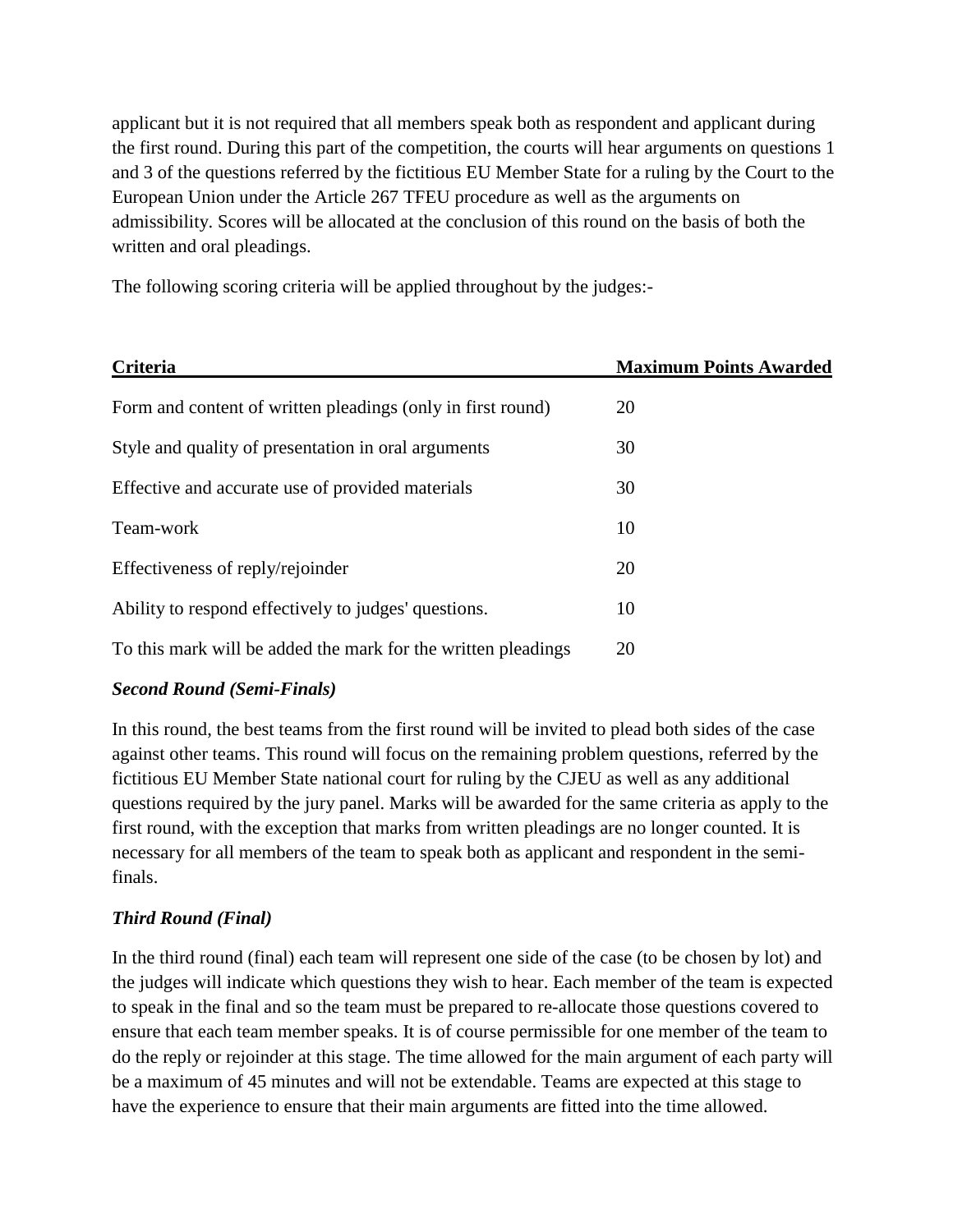applicant but it is not required that all members speak both as respondent and applicant during the first round. During this part of the competition, the courts will hear arguments on questions 1 and 3 of the questions referred by the fictitious EU Member State for a ruling by the Court to the European Union under the Article 267 TFEU procedure as well as the arguments on admissibility. Scores will be allocated at the conclusion of this round on the basis of both the written and oral pleadings.

The following scoring criteria will be applied throughout by the judges:-

| Criteria | Maximum Points Awarded |
| --- | --- |
| Form and content of written pleadings (only in first round) | 20 |
| Style and quality of presentation in oral arguments | 30 |
| Effective and accurate use of provided materials | 30 |
| Team-work | 10 |
| Effectiveness of reply/rejoinder | 20 |
| Ability to respond effectively to judges' questions. | 10 |
| To this mark will be added the mark for the written pleadings | 20 |

***Second Round (Semi-Finals)***

In this round, the best teams from the first round will be invited to plead both sides of the case against other teams. This round will focus on the remaining problem questions, referred by the fictitious EU Member State national court for ruling by the CJEU as well as any additional questions required by the jury panel. Marks will be awarded for the same criteria as apply to the first round, with the exception that marks from written pleadings are no longer counted. It is necessary for all members of the team to speak both as applicant and respondent in the semi-finals.

***Third Round (Final)***

In the third round (final) each team will represent one side of the case (to be chosen by lot) and the judges will indicate which questions they wish to hear. Each member of the team is expected to speak in the final and so the team must be prepared to re-allocate those questions covered to ensure that each team member speaks. It is of course permissible for one member of the team to do the reply or rejoinder at this stage. The time allowed for the main argument of each party will be a maximum of 45 minutes and will not be extendable. Teams are expected at this stage to have the experience to ensure that their main arguments are fitted into the time allowed.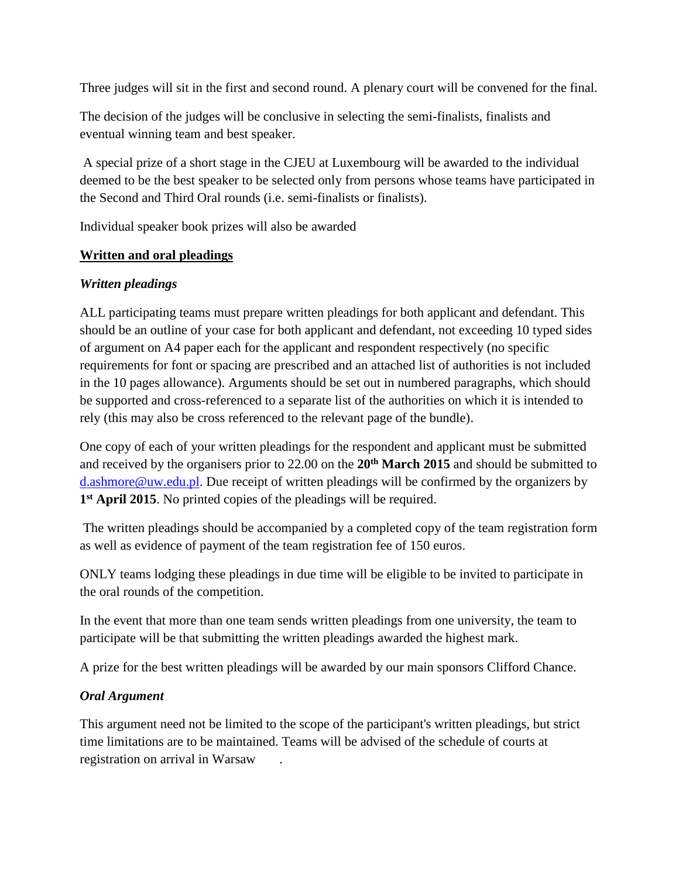Three judges will sit in the first and second round. A plenary court will be convened for the final.

The decision of the judges will be conclusive in selecting the semi-finalists, finalists and eventual winning team and best speaker.

A special prize of a short stage in the CJEU at Luxembourg will be awarded to the individual deemed to be the best speaker to be selected only from persons whose teams have participated in the Second and Third Oral rounds (i.e. semi-finalists or finalists).

Individual speaker book prizes will also be awarded

## <u>Written and oral pleadings</u>

### *Written pleadings*

ALL participating teams must prepare written pleadings for both applicant and defendant. This should be an outline of your case for both applicant and defendant, not exceeding 10 typed sides of argument on A4 paper each for the applicant and respondent respectively (no specific requirements for font or spacing are prescribed and an attached list of authorities is not included in the 10 pages allowance). Arguments should be set out in numbered paragraphs, which should be supported and cross-referenced to a separate list of the authorities on which it is intended to rely (this may also be cross referenced to the relevant page of the bundle).

One copy of each of your written pleadings for the respondent and applicant must be submitted and received by the organisers prior to 22.00 on the **20th March 2015** and should be submitted to d.ashmore@uw.edu.pl. Due receipt of written pleadings will be confirmed by the organizers by **1st April 2015**. No printed copies of the pleadings will be required.

The written pleadings should be accompanied by a completed copy of the team registration form as well as evidence of payment of the team registration fee of 150 euros.

ONLY teams lodging these pleadings in due time will be eligible to be invited to participate in the oral rounds of the competition.

In the event that more than one team sends written pleadings from one university, the team to participate will be that submitting the written pleadings awarded the highest mark.

A prize for the best written pleadings will be awarded by our main sponsors Clifford Chance.

### *Oral Argument*

This argument need not be limited to the scope of the participant's written pleadings, but strict time limitations are to be maintained. Teams will be advised of the schedule of courts at registration on arrival in Warsaw .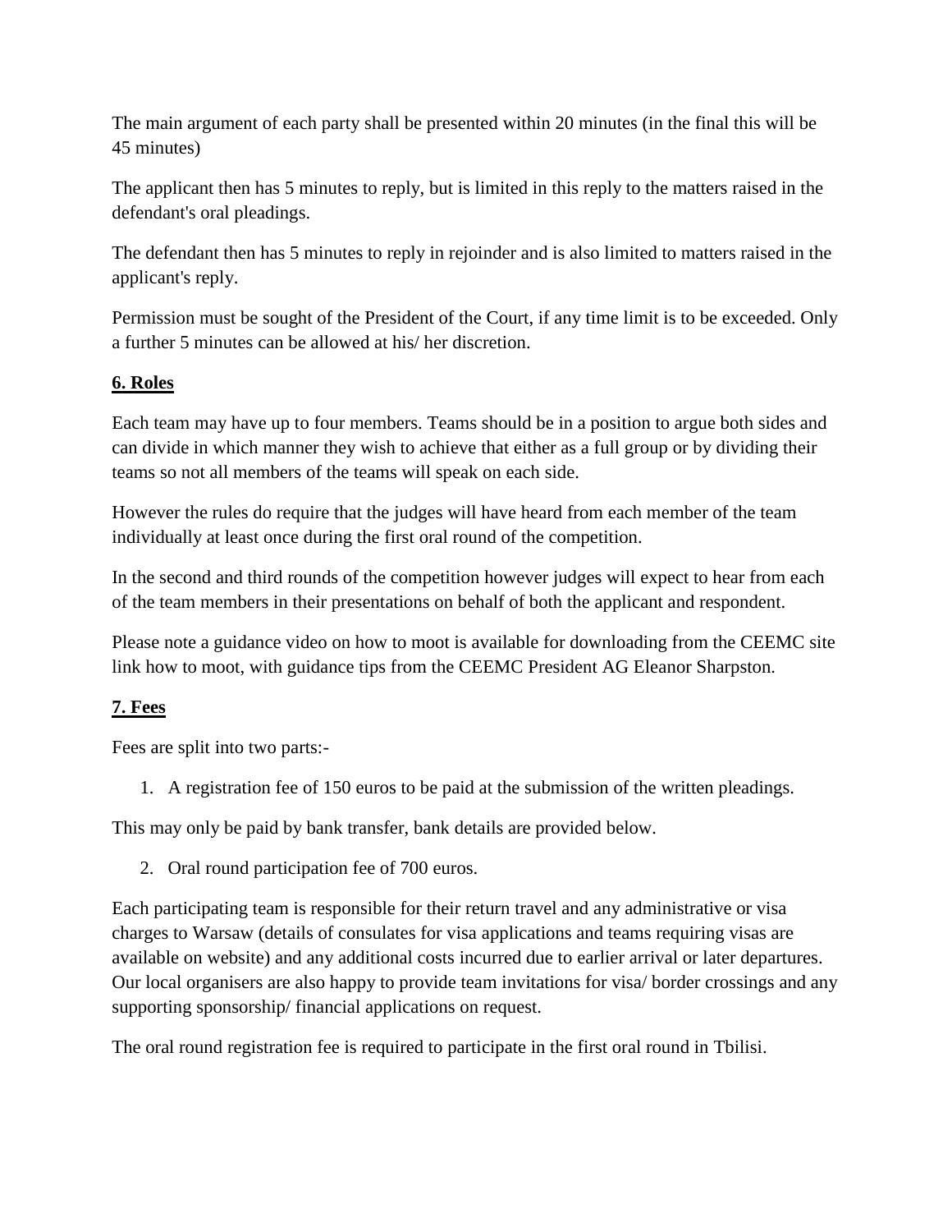The main argument of each party shall be presented within 20 minutes (in the final this will be 45 minutes)

The applicant then has 5 minutes to reply, but is limited in this reply to the matters raised in the defendant's oral pleadings.

The defendant then has 5 minutes to reply in rejoinder and is also limited to matters raised in the applicant's reply.

Permission must be sought of the President of the Court, if any time limit is to be exceeded. Only a further 5 minutes can be allowed at his/ her discretion.

## 6. Roles

Each team may have up to four members. Teams should be in a position to argue both sides and can divide in which manner they wish to achieve that either as a full group or by dividing their teams so not all members of the teams will speak on each side.

However the rules do require that the judges will have heard from each member of the team individually at least once during the first oral round of the competition.

In the second and third rounds of the competition however judges will expect to hear from each of the team members in their presentations on behalf of both the applicant and respondent.

Please note a guidance video on how to moot is available for downloading from the CEEMC site link how to moot, with guidance tips from the CEEMC President AG Eleanor Sharpston.

## 7. Fees

Fees are split into two parts:-

1. A registration fee of 150 euros to be paid at the submission of the written pleadings.

This may only be paid by bank transfer, bank details are provided below.

2. Oral round participation fee of 700 euros.

Each participating team is responsible for their return travel and any administrative or visa charges to Warsaw (details of consulates for visa applications and teams requiring visas are available on website) and any additional costs incurred due to earlier arrival or later departures. Our local organisers are also happy to provide team invitations for visa/ border crossings and any supporting sponsorship/ financial applications on request.

The oral round registration fee is required to participate in the first oral round in Tbilisi.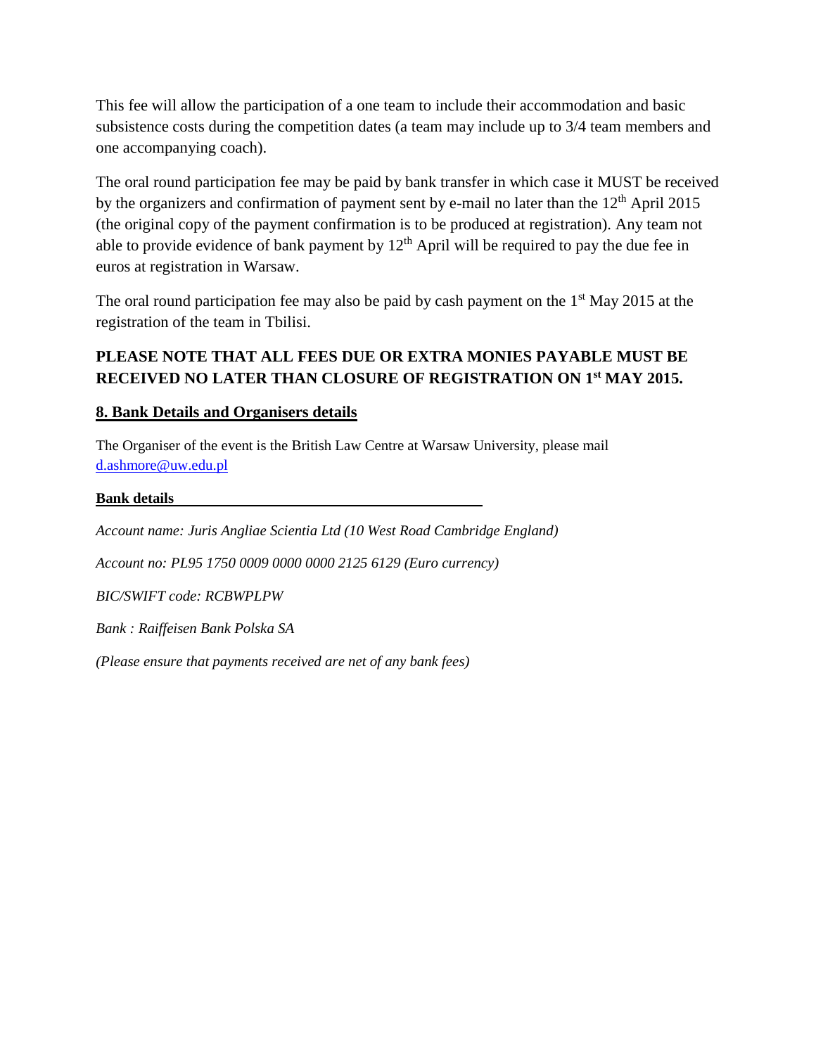This fee will allow the participation of a one team to include their accommodation and basic subsistence costs during the competition dates (a team may include up to 3/4 team members and one accompanying coach).

The oral round participation fee may be paid by bank transfer in which case it MUST be received by the organizers and confirmation of payment sent by e-mail no later than the 12th April 2015 (the original copy of the payment confirmation is to be produced at registration). Any team not able to provide evidence of bank payment by 12th April will be required to pay the due fee in euros at registration in Warsaw.

The oral round participation fee may also be paid by cash payment on the 1st May 2015 at the registration of the team in Tbilisi.

**PLEASE NOTE THAT ALL FEES DUE OR EXTRA MONIES PAYABLE MUST BE RECEIVED NO LATER THAN CLOSURE OF REGISTRATION ON 1st MAY 2015.**

## 8. Bank Details and Organisers details

The Organiser of the event is the British Law Centre at Warsaw University, please mail d.ashmore@uw.edu.pl

**Bank details**

*Account name: Juris Angliae Scientia Ltd (10 West Road Cambridge England)*

*Account no: PL95 1750 0009 0000 0000 2125 6129 (Euro currency)*

*BIC/SWIFT code: RCBWPLPW*

*Bank : Raiffeisen Bank Polska SA*

*(Please ensure that payments received are net of any bank fees)*